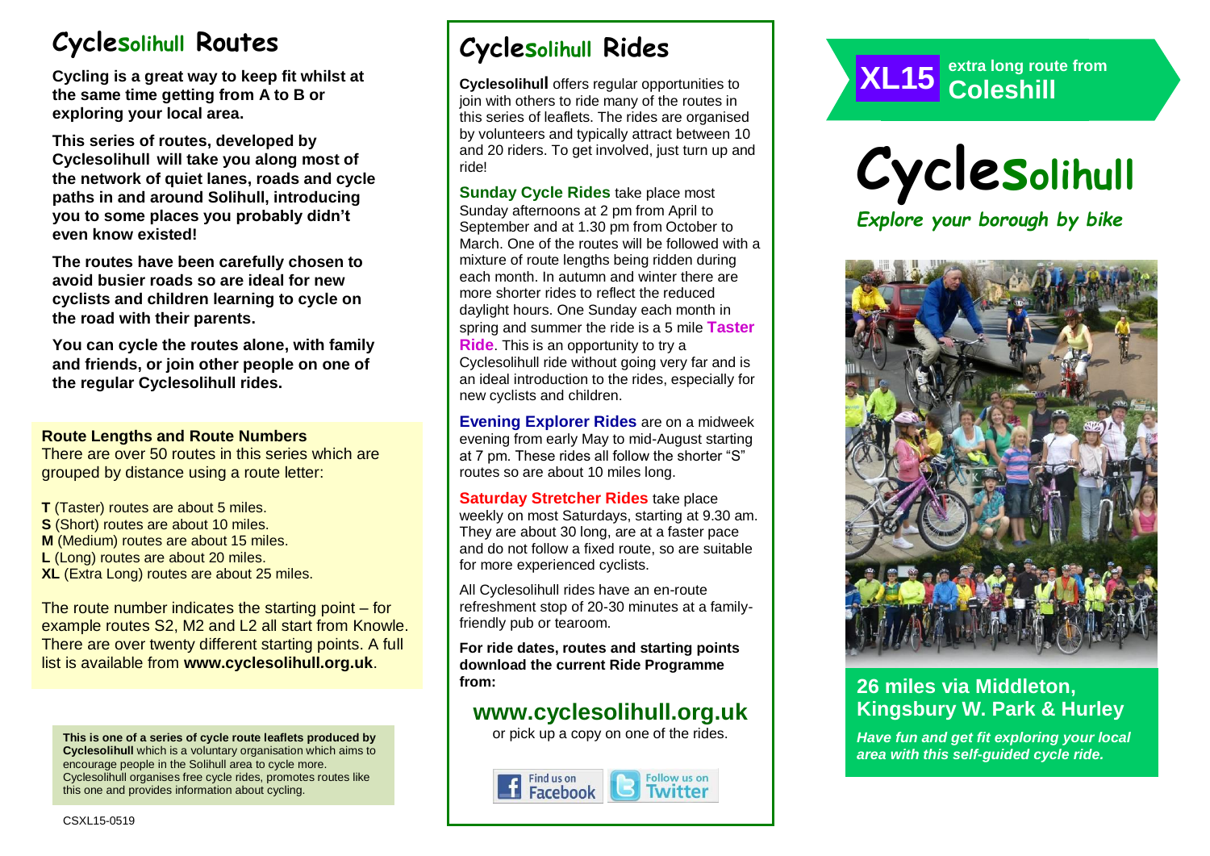# Cyclesolihull Routes

**Cycling is a great way to keep fit whilst at the same time getting from A to B or exploring your local area.**

**This series of routes, developed by Cyclesolihull will take you along most of the network of quiet lanes, roads and cycle paths in and around Solihull, introducing you to some places you probably didn't even know existed!**

**The routes have been carefully chosen to avoid busier roads so are ideal for new cyclists and children learning to cycle on the road with their parents.**

**You can cycle the routes alone, with family and friends, or join other people on one of the regular Cyclesolihull rides.**

**Route Lengths and Route Numbers**

There are over 50 routes in this series which are grouped by distance using a route letter:

**T** (Taster) routes are about 5 miles.
**S** (Short) routes are about 10 miles.
**M** (Medium) routes are about 15 miles.
**L** (Long) routes are about 20 miles.
**XL** (Extra Long) routes are about 25 miles.

The route number indicates the starting point – for example routes S2, M2 and L2 all start from Knowle. There are over twenty different starting points. A full list is available from **www.cyclesolihull.org.uk**.

**This is one of a series of cycle route leaflets produced by Cyclesolihull** which is a voluntary organisation which aims to encourage people in the Solihull area to cycle more. Cyclesolihull organises free cycle rides, promotes routes like this one and provides information about cycling.

CSXL15-0519

# Cyclesolihull Rides

**Cyclesolihull** offers regular opportunities to join with others to ride many of the routes in this series of leaflets. The rides are organised by volunteers and typically attract between 10 and 20 riders. To get involved, just turn up and ride!

**Sunday Cycle Rides** take place most Sunday afternoons at 2 pm from April to September and at 1.30 pm from October to March. One of the routes will be followed with a mixture of route lengths being ridden during each month. In autumn and winter there are more shorter rides to reflect the reduced daylight hours. One Sunday each month in spring and summer the ride is a 5 mile **Taster Ride**. This is an opportunity to try a Cyclesolihull ride without going very far and is an ideal introduction to the rides, especially for new cyclists and children.

**Evening Explorer Rides** are on a midweek evening from early May to mid-August starting at 7 pm. These rides all follow the shorter "S" routes so are about 10 miles long.

**Saturday Stretcher Rides** take place weekly on most Saturdays, starting at 9.30 am. They are about 30 long, are at a faster pace and do not follow a fixed route, so are suitable for more experienced cyclists.

All Cyclesolihull rides have an en-route refreshment stop of 20-30 minutes at a family-friendly pub or tearoom.

**For ride dates, routes and starting points download the current Ride Programme from:**

## www.cyclesolihull.org.uk

or pick up a copy on one of the rides.

Find us on Facebook | Follow us on Twitter

**XL15** extra long route from **Coleshill**

# Cyclesolihull

*Explore your borough by bike*

## 26 miles via Middleton, Kingsbury W. Park & Hurley

*Have fun and get fit exploring your local area with this self-guided cycle ride.*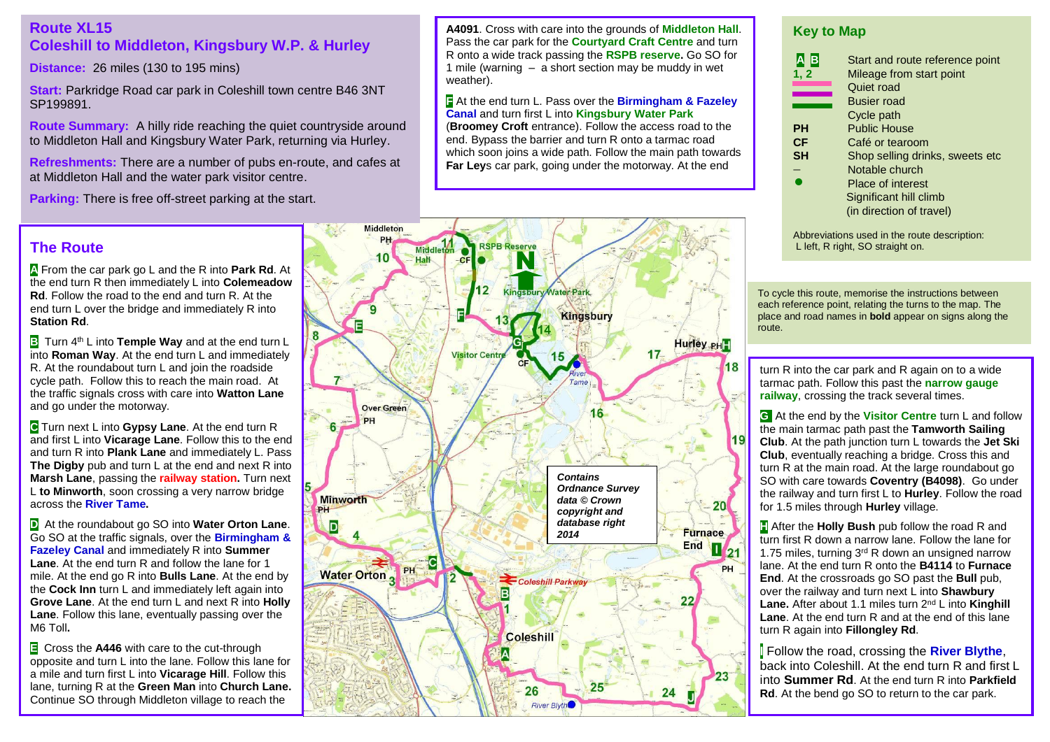# Route XL15
## Coleshill to Middleton, Kingsbury W.P. & Hurley

**Distance:** 26 miles (130 to 195 mins)

**Start:** Parkridge Road car park in Coleshill town centre B46 3NT SP199891.

**Route Summary:** A hilly ride reaching the quiet countryside around to Middleton Hall and Kingsbury Water Park, returning via Hurley.

**Refreshments:** There are a number of pubs en-route, and cafes at at Middleton Hall and the water park visitor centre.

**Parking:** There is free off-street parking at the start.

## The Route

**A** From the car park go L and the R into **Park Rd**. At the end turn R then immediately L into **Colemeadow Rd**. Follow the road to the end and turn R. At the end turn L over the bridge and immediately R into **Station Rd**.

**B** Turn 4th L into **Temple Way** and at the end turn L into **Roman Way**. At the end turn L and immediately R. At the roundabout turn L and join the roadside cycle path. Follow this to reach the main road. At the traffic signals cross with care into **Watton Lane** and go under the motorway.

**C** Turn next L into **Gypsy Lane**. At the end turn R and first L into **Vicarage Lane**. Follow this to the end and turn R into **Plank Lane** and immediately L. Pass **The Digby** pub and turn L at the end and next R into **Marsh Lane**, passing the **railway station.** Turn next L **to Minworth**, soon crossing a very narrow bridge across the **River Tame.**

**D** At the roundabout go SO into **Water Orton Lane**. Go SO at the traffic signals, over the **Birmingham & Fazeley Canal** and immediately R into **Summer Lane**. At the end turn R and follow the lane for 1 mile. At the end go R into **Bulls Lane**. At the end by the **Cock Inn** turn L and immediately left again into **Grove Lane**. At the end turn L and next R into **Holly Lane**. Follow this lane, eventually passing over the M6 Toll**.**

**E** Cross the **A446** with care to the cut-through opposite and turn L into the lane. Follow this lane for a mile and turn first L into **Vicarage Hill**. Follow this lane, turning R at the **Green Man** into **Church Lane.** Continue SO through Middleton village to reach the **A4091**. Cross with care into the grounds of **Middleton Hall**. Pass the car park for the **Courtyard Craft Centre** and turn R onto a wide track passing the **RSPB reserve.** Go SO for 1 mile (warning – a short section may be muddy in wet weather).

**F** At the end turn L. Pass over the **Birmingham & Fazeley Canal** and turn first L into **Kingsbury Water Park** (**Broomey Croft** entrance). Follow the access road to the end. Bypass the barrier and turn R onto a tarmac road which soon joins a wide path. Follow the main path towards **Far Ley**s car park, going under the motorway. At the end turn R into the car park and R again on to a wide tarmac path. Follow this past the **narrow gauge railway**, crossing the track several times.

**G** At the end by the **Visitor Centre** turn L and follow the main tarmac path past the **Tamworth Sailing Club**. At the path junction turn L towards the **Jet Ski Club**, eventually reaching a bridge. Cross this and turn R at the main road. At the large roundabout go SO with care towards **Coventry (B4098)**. Go under the railway and turn first L to **Hurley**. Follow the road for 1.5 miles through **Hurley** village.

**H** After the **Holly Bush** pub follow the road R and turn first R down a narrow lane. Follow the lane for 1.75 miles, turning 3rd R down an unsigned narrow lane. At the end turn R onto the **B4114** to **Furnace End**. At the crossroads go SO past the **Bull** pub, over the railway and turn next L into **Shawbury Lane.** After about 1.1 miles turn 2nd L into **Kinghill Lane**. At the end turn R and at the end of this lane turn R again into **Fillongley Rd**.

**I** Follow the road, crossing the **River Blythe**, back into Coleshill. At the end turn R and first L into **Summer Rd**. At the end turn R into **Parkfield Rd**. At the bend go SO to return to the car park.

## Key to Map

- A B — Start and route reference point
- 1, 2 — Mileage from start point
- Quiet road
- Busier road
- Cycle path
- PH — Public House
- CF — Café or tearoom
- SH — Shop selling drinks, sweets etc
- Notable church
- Place of interest
- Significant hill climb (in direction of travel)

Abbreviations used in the route description: L left, R right, SO straight on.

To cycle this route, memorise the instructions between each reference point, relating the turns to the map. The place and road names in **bold** appear on signs along the route.

*Contains Ordnance Survey data © Crown copyright and database right 2014*